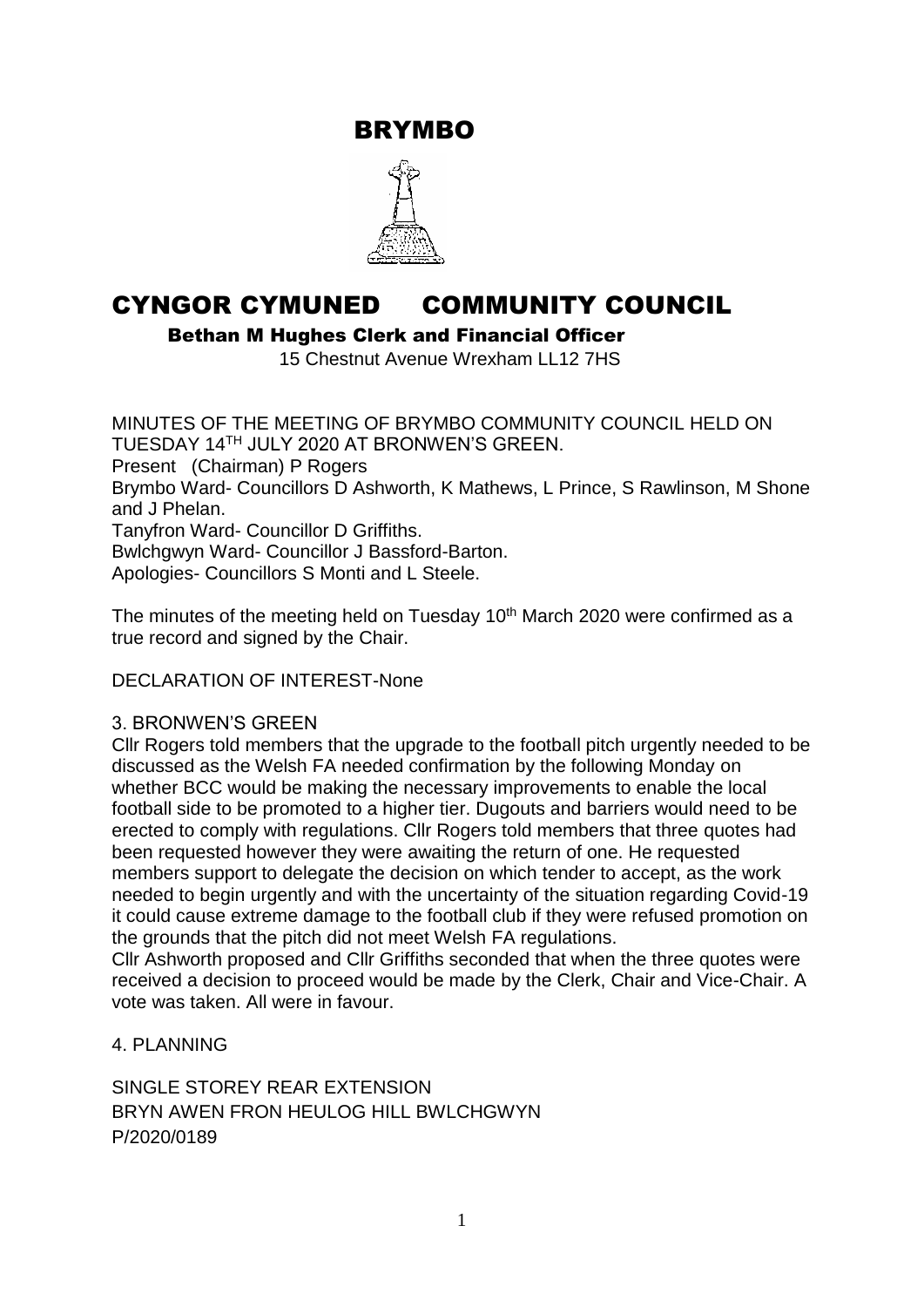# BRYMBO

# CYNGOR CYMUNED COMMUNITY COUNCIL

**Bethan M Hughes Clerk and Financial Officer**

15 Chestnut Avenue Wrexham LL12 7HS

MINUTES OF THE MEETING OF BRYMBO COMMUNITY COUNCIL HELD ON TUESDAY 14TH JULY 2020 AT BRONWEN'S GREEN.

Present (Chairman) P Rogers

Brymbo Ward- Councillors D Ashworth, K Mathews, L Prince, S Rawlinson, M Shone and J Phelan.

Tanyfron Ward- Councillor D Griffiths.

Bwlchgwyn Ward- Councillor J Bassford-Barton.

Apologies- Councillors S Monti and L Steele.

The minutes of the meeting held on Tuesday 10th March 2020 were confirmed as a true record and signed by the Chair.

DECLARATION OF INTEREST-None

3. BRONWEN'S GREEN

Cllr Rogers told members that the upgrade to the football pitch urgently needed to be discussed as the Welsh FA needed confirmation by the following Monday on whether BCC would be making the necessary improvements to enable the local football side to be promoted to a higher tier. Dugouts and barriers would need to be erected to comply with regulations. Cllr Rogers told members that three quotes had been requested however they were awaiting the return of one. He requested members support to delegate the decision on which tender to accept, as the work needed to begin urgently and with the uncertainty of the situation regarding Covid-19 it could cause extreme damage to the football club if they were refused promotion on the grounds that the pitch did not meet Welsh FA regulations.

Cllr Ashworth proposed and Cllr Griffiths seconded that when the three quotes were received a decision to proceed would be made by the Clerk, Chair and Vice-Chair. A vote was taken. All were in favour.

4. PLANNING

SINGLE STOREY REAR EXTENSION
BRYN AWEN FRON HEULOG HILL BWLCHGWYN
P/2020/0189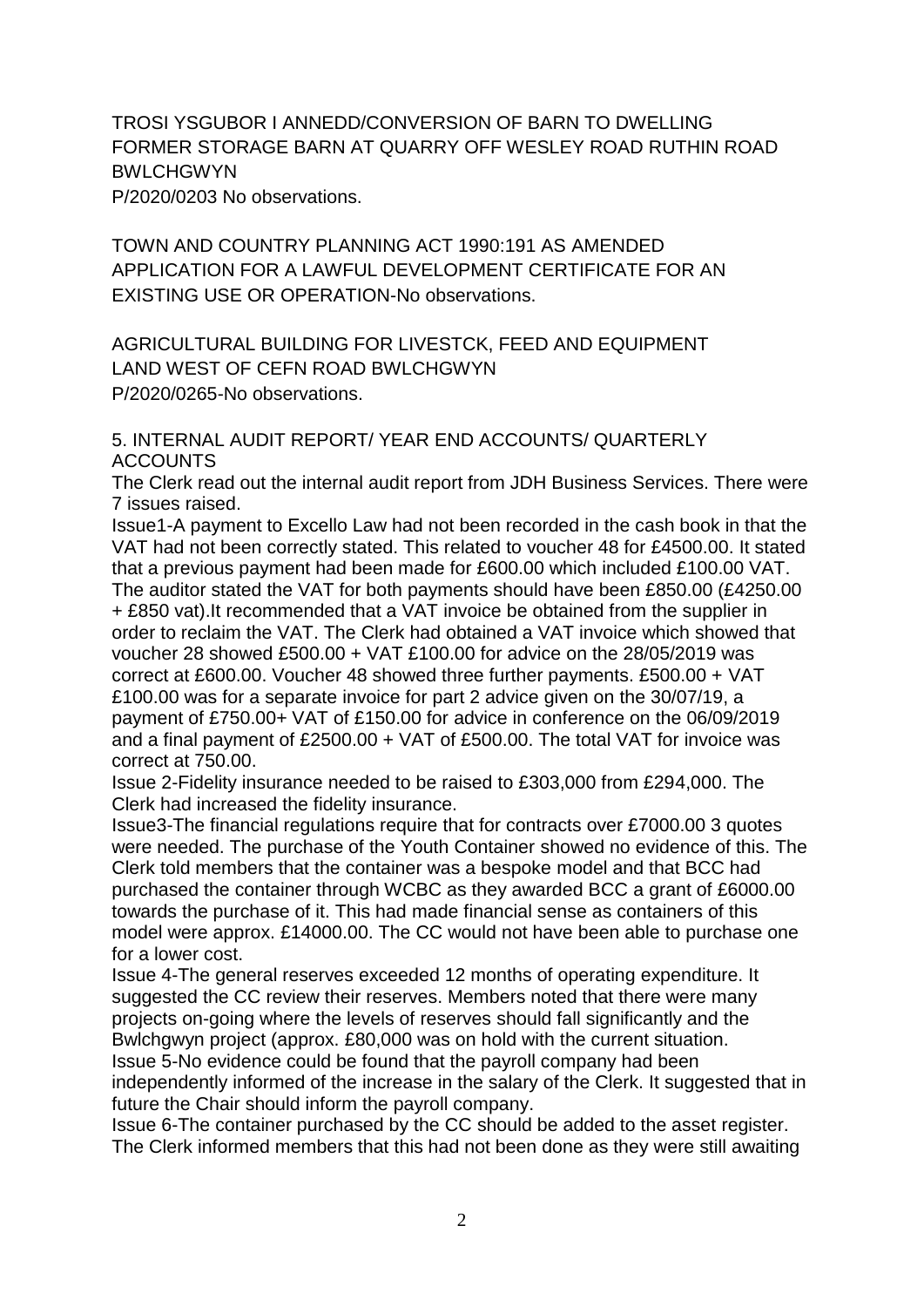TROSI YSGUBOR I ANNEDD/CONVERSION OF BARN TO DWELLING
FORMER STORAGE BARN AT QUARRY OFF WESLEY ROAD RUTHIN ROAD BWLCHGWYN
P/2020/0203 No observations.

TOWN AND COUNTRY PLANNING ACT 1990:191 AS AMENDED
APPLICATION FOR A LAWFUL DEVELOPMENT CERTIFICATE FOR AN EXISTING USE OR OPERATION-No observations.

AGRICULTURAL BUILDING FOR LIVESTCK, FEED AND EQUIPMENT
LAND WEST OF CEFN ROAD BWLCHGWYN
P/2020/0265-No observations.

5. INTERNAL AUDIT REPORT/ YEAR END ACCOUNTS/ QUARTERLY ACCOUNTS

The Clerk read out the internal audit report from JDH Business Services. There were 7 issues raised.

Issue1-A payment to Excello Law had not been recorded in the cash book in that the VAT had not been correctly stated. This related to voucher 48 for £4500.00. It stated that a previous payment had been made for £600.00 which included £100.00 VAT. The auditor stated the VAT for both payments should have been £850.00 (£4250.00 + £850 vat).It recommended that a VAT invoice be obtained from the supplier in order to reclaim the VAT. The Clerk had obtained a VAT invoice which showed that voucher 28 showed £500.00 + VAT £100.00 for advice on the 28/05/2019 was correct at £600.00. Voucher 48 showed three further payments. £500.00 + VAT £100.00 was for a separate invoice for part 2 advice given on the 30/07/19, a payment of £750.00+ VAT of £150.00 for advice in conference on the 06/09/2019 and a final payment of £2500.00 + VAT of £500.00. The total VAT for invoice was correct at 750.00.

Issue 2-Fidelity insurance needed to be raised to £303,000 from £294,000. The Clerk had increased the fidelity insurance.

Issue3-The financial regulations require that for contracts over £7000.00 3 quotes were needed. The purchase of the Youth Container showed no evidence of this. The Clerk told members that the container was a bespoke model and that BCC had purchased the container through WCBC as they awarded BCC a grant of £6000.00 towards the purchase of it. This had made financial sense as containers of this model were approx. £14000.00. The CC would not have been able to purchase one for a lower cost.

Issue 4-The general reserves exceeded 12 months of operating expenditure. It suggested the CC review their reserves. Members noted that there were many projects on-going where the levels of reserves should fall significantly and the Bwlchgwyn project (approx. £80,000 was on hold with the current situation.

Issue 5-No evidence could be found that the payroll company had been independently informed of the increase in the salary of the Clerk. It suggested that in future the Chair should inform the payroll company.

Issue 6-The container purchased by the CC should be added to the asset register. The Clerk informed members that this had not been done as they were still awaiting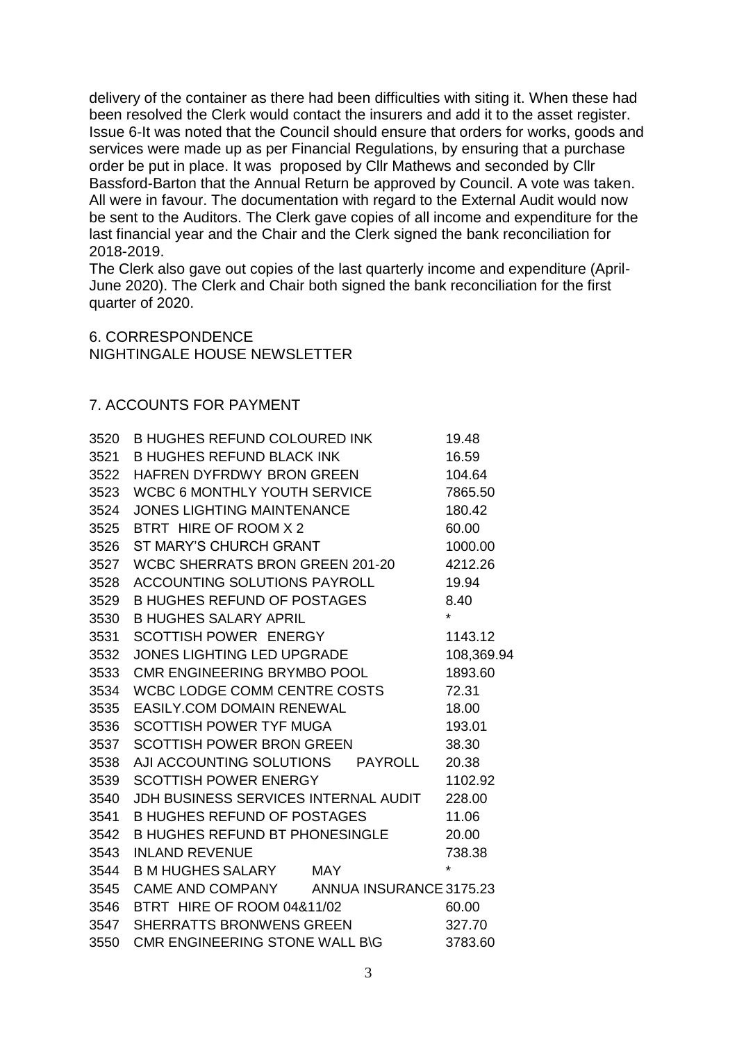delivery of the container as there had been difficulties with siting it. When these had been resolved the Clerk would contact the insurers and add it to the asset register. Issue 6-It was noted that the Council should ensure that orders for works, goods and services were made up as per Financial Regulations, by ensuring that a purchase order be put in place. It was proposed by Cllr Mathews and seconded by Cllr Bassford-Barton that the Annual Return be approved by Council. A vote was taken. All were in favour. The documentation with regard to the External Audit would now be sent to the Auditors. The Clerk gave copies of all income and expenditure for the last financial year and the Chair and the Clerk signed the bank reconciliation for 2018-2019.

The Clerk also gave out copies of the last quarterly income and expenditure (April-June 2020). The Clerk and Chair both signed the bank reconciliation for the first quarter of 2020.

6. CORRESPONDENCE

NIGHTINGALE HOUSE NEWSLETTER

7. ACCOUNTS FOR PAYMENT

| | | |
|---|---|---|
| 3520 | B HUGHES REFUND COLOURED INK | 19.48 |
| 3521 | B HUGHES REFUND BLACK INK | 16.59 |
| 3522 | HAFREN DYFRDWY BRON GREEN | 104.64 |
| 3523 | WCBC 6 MONTHLY YOUTH SERVICE | 7865.50 |
| 3524 | JONES LIGHTING MAINTENANCE | 180.42 |
| 3525 | BTRT HIRE OF ROOM X 2 | 60.00 |
| 3526 | ST MARY'S CHURCH GRANT | 1000.00 |
| 3527 | WCBC SHERRATS BRON GREEN 201-20 | 4212.26 |
| 3528 | ACCOUNTING SOLUTIONS PAYROLL | 19.94 |
| 3529 | B HUGHES REFUND OF POSTAGES | 8.40 |
| 3530 | B HUGHES SALARY APRIL | * |
| 3531 | SCOTTISH POWER ENERGY | 1143.12 |
| 3532 | JONES LIGHTING LED UPGRADE | 108,369.94 |
| 3533 | CMR ENGINEERING BRYMBO POOL | 1893.60 |
| 3534 | WCBC LODGE COMM CENTRE COSTS | 72.31 |
| 3535 | EASILY.COM DOMAIN RENEWAL | 18.00 |
| 3536 | SCOTTISH POWER TYF MUGA | 193.01 |
| 3537 | SCOTTISH POWER BRON GREEN | 38.30 |
| 3538 | AJI ACCOUNTING SOLUTIONS PAYROLL | 20.38 |
| 3539 | SCOTTISH POWER ENERGY | 1102.92 |
| 3540 | JDH BUSINESS SERVICES INTERNAL AUDIT | 228.00 |
| 3541 | B HUGHES REFUND OF POSTAGES | 11.06 |
| 3542 | B HUGHES REFUND BT PHONESINGLE | 20.00 |
| 3543 | INLAND REVENUE | 738.38 |
| 3544 | B M HUGHES SALARY MAY | * |
| 3545 | CAME AND COMPANY ANNUA INSURANCE | 3175.23 |
| 3546 | BTRT HIRE OF ROOM 04&11/02 | 60.00 |
| 3547 | SHERRATTS BRONWENS GREEN | 327.70 |
| 3550 | CMR ENGINEERING STONE WALL B\G | 3783.60 |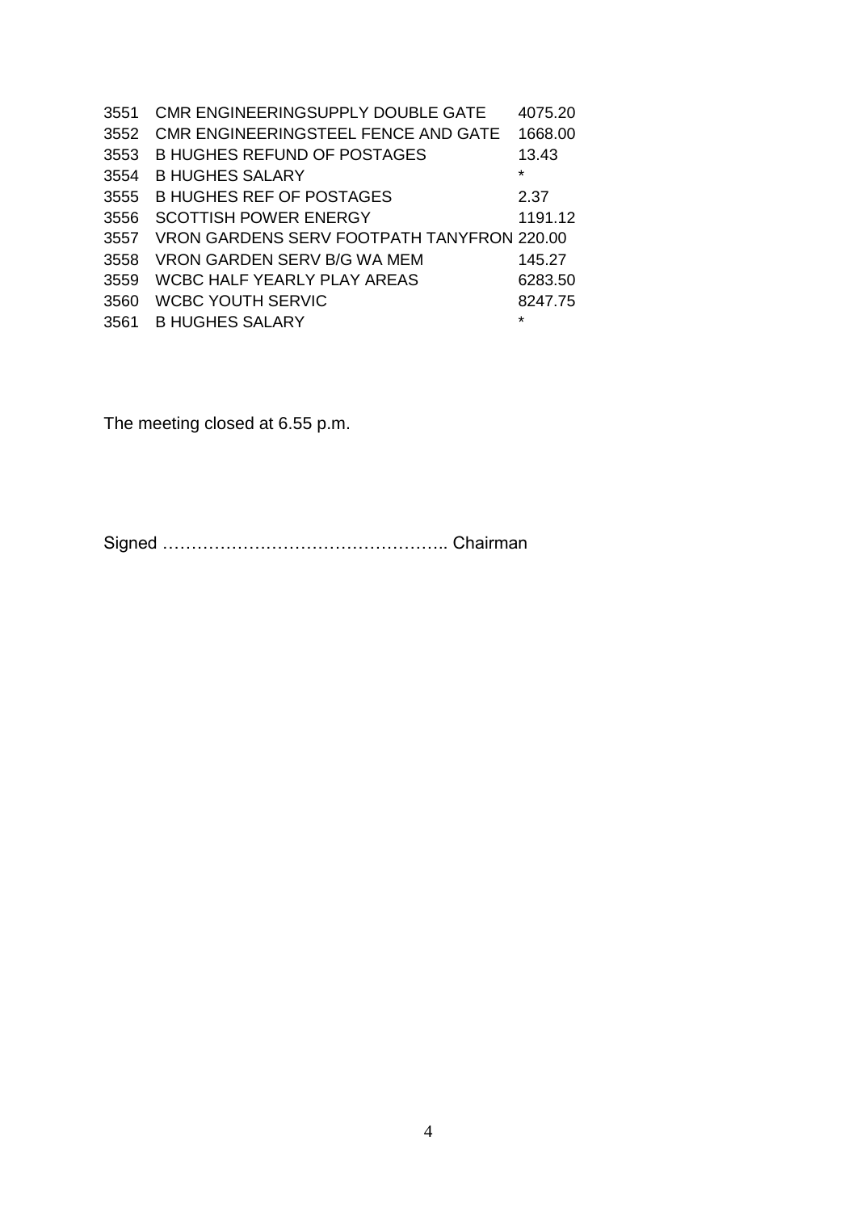| | | |
|---|---|---|
| 3551 | CMR ENGINEERINGSUPPLY DOUBLE GATE | 4075.20 |
| 3552 | CMR ENGINEERINGSTEEL FENCE AND GATE | 1668.00 |
| 3553 | B HUGHES REFUND OF POSTAGES | 13.43 |
| 3554 | B HUGHES SALARY | * |
| 3555 | B HUGHES REF OF POSTAGES | 2.37 |
| 3556 | SCOTTISH POWER ENERGY | 1191.12 |
| 3557 | VRON GARDENS SERV FOOTPATH TANYFRON | 220.00 |
| 3558 | VRON GARDEN SERV B/G WA MEM | 145.27 |
| 3559 | WCBC HALF YEARLY PLAY AREAS | 6283.50 |
| 3560 | WCBC YOUTH SERVIC | 8247.75 |
| 3561 | B HUGHES SALARY | * |

The meeting closed at 6.55 p.m.

Signed ………………………………………….. Chairman